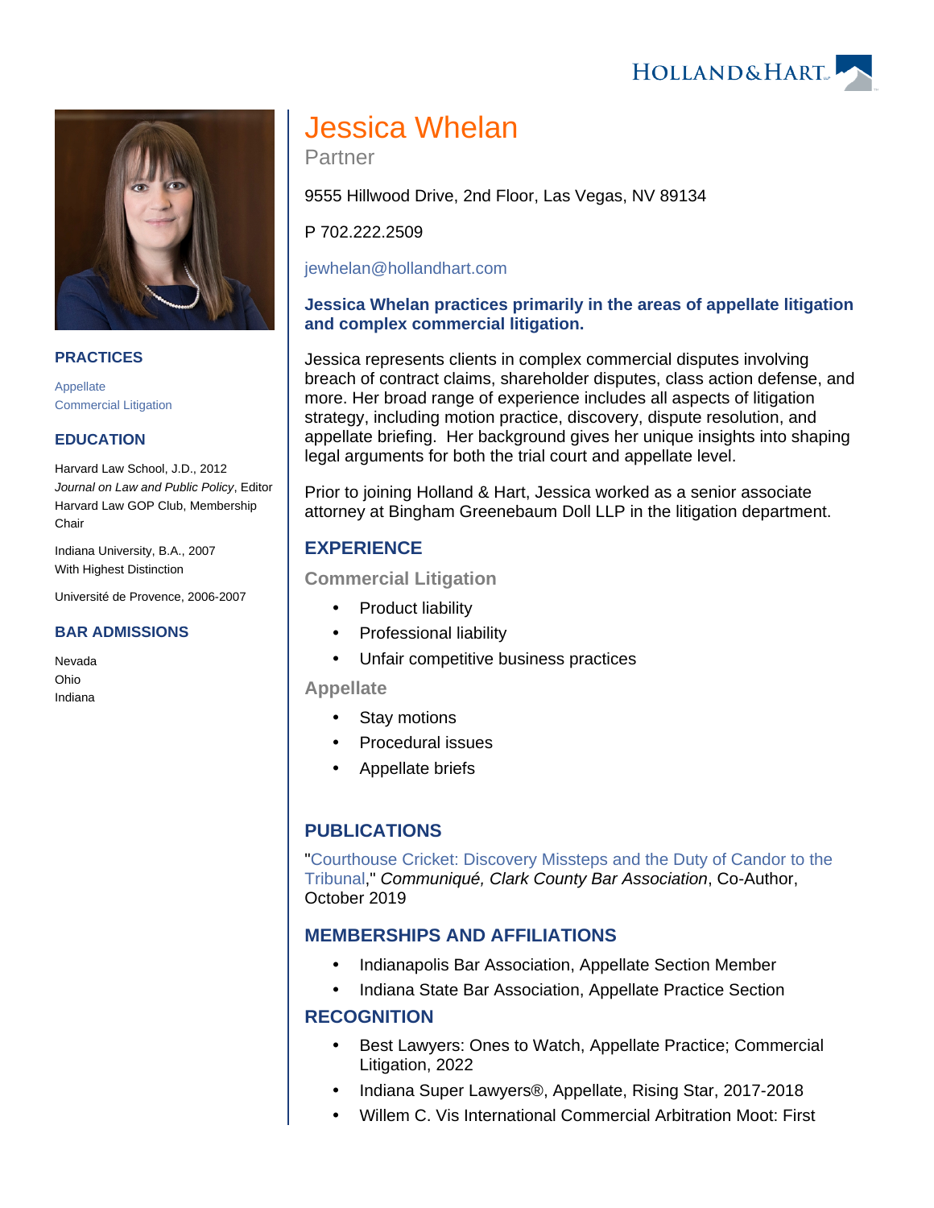# Jessica Whelan

Partner

9555 Hillwood Drive, 2nd Floor, Las Vegas, NV 89134

P 702.222.2509

jewhelan@hollandhart.com

**Jessica Whelan practices primarily in the areas of appellate litigation and complex commercial litigation.**

Jessica represents clients in complex commercial disputes involving breach of contract claims, shareholder disputes, class action defense, and more. Her broad range of experience includes all aspects of litigation strategy, including motion practice, discovery, dispute resolution, and appellate briefing. Her background gives her unique insights into shaping legal arguments for both the trial court and appellate level.

Prior to joining Holland & Hart, Jessica worked as a senior associate attorney at Bingham Greenebaum Doll LLP in the litigation department.

## PRACTICES

Appellate
Commercial Litigation

## EDUCATION

Harvard Law School, J.D., 2012
*Journal on Law and Public Policy*, Editor
Harvard Law GOP Club, Membership Chair

Indiana University, B.A., 2007
With Highest Distinction

Université de Provence, 2006-2007

## BAR ADMISSIONS

Nevada
Ohio
Indiana

## EXPERIENCE

### Commercial Litigation

- Product liability
- Professional liability
- Unfair competitive business practices

### Appellate

- Stay motions
- Procedural issues
- Appellate briefs

## PUBLICATIONS

"Courthouse Cricket: Discovery Missteps and the Duty of Candor to the Tribunal," *Communiqué, Clark County Bar Association*, Co-Author, October 2019

## MEMBERSHIPS AND AFFILIATIONS

- Indianapolis Bar Association, Appellate Section Member
- Indiana State Bar Association, Appellate Practice Section

## RECOGNITION

- Best Lawyers: Ones to Watch, Appellate Practice; Commercial Litigation, 2022
- Indiana Super Lawyers®, Appellate, Rising Star, 2017-2018
- Willem C. Vis International Commercial Arbitration Moot: First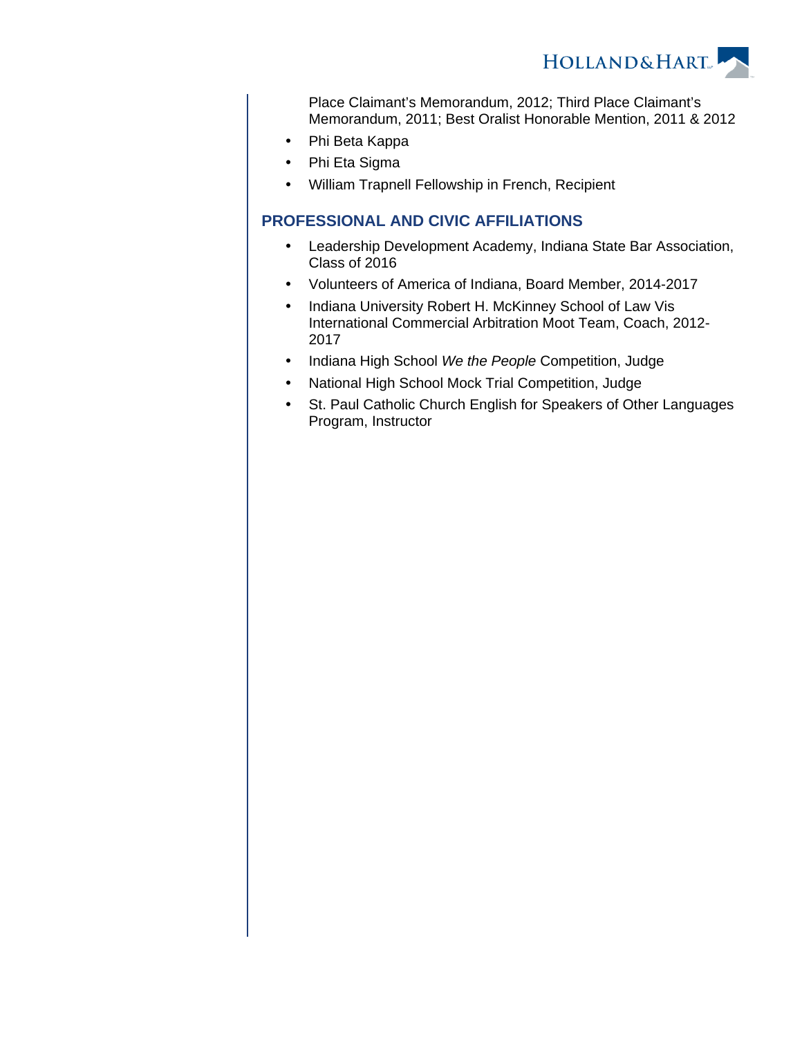Place Claimant's Memorandum, 2012; Third Place Claimant's Memorandum, 2011; Best Oralist Honorable Mention, 2011 & 2012

- Phi Beta Kappa
- Phi Eta Sigma
- William Trapnell Fellowship in French, Recipient

## PROFESSIONAL AND CIVIC AFFILIATIONS

- Leadership Development Academy, Indiana State Bar Association, Class of 2016
- Volunteers of America of Indiana, Board Member, 2014-2017
- Indiana University Robert H. McKinney School of Law Vis International Commercial Arbitration Moot Team, Coach, 2012-2017
- Indiana High School *We the People* Competition, Judge
- National High School Mock Trial Competition, Judge
- St. Paul Catholic Church English for Speakers of Other Languages Program, Instructor